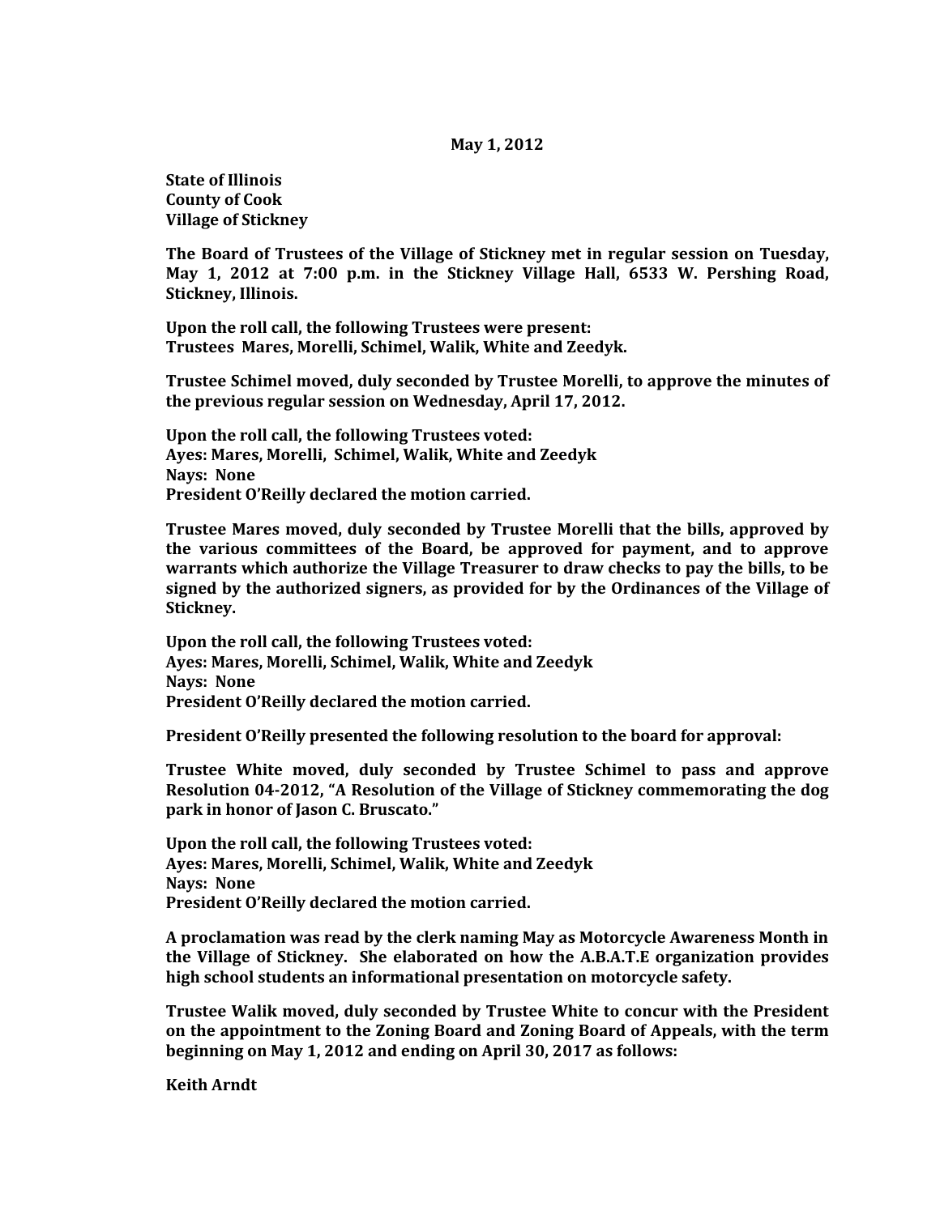**May 1, 2012**

**State of Illinois**
**County of Cook**
**Village of Stickney**

**The Board of Trustees of the Village of Stickney met in regular session on Tuesday, May 1, 2012 at 7:00 p.m. in the Stickney Village Hall, 6533 W. Pershing Road, Stickney, Illinois.**

**Upon the roll call, the following Trustees were present:**
**Trustees Mares, Morelli, Schimel, Walik, White and Zeedyk.**

**Trustee Schimel moved, duly seconded by Trustee Morelli, to approve the minutes of the previous regular session on Wednesday, April 17, 2012.**

**Upon the roll call, the following Trustees voted:**
**Ayes: Mares, Morelli, Schimel, Walik, White and Zeedyk**
**Nays: None**
**President O'Reilly declared the motion carried.**

**Trustee Mares moved, duly seconded by Trustee Morelli that the bills, approved by the various committees of the Board, be approved for payment, and to approve warrants which authorize the Village Treasurer to draw checks to pay the bills, to be signed by the authorized signers, as provided for by the Ordinances of the Village of Stickney.**

**Upon the roll call, the following Trustees voted:**
**Ayes: Mares, Morelli, Schimel, Walik, White and Zeedyk**
**Nays: None**
**President O'Reilly declared the motion carried.**

**President O'Reilly presented the following resolution to the board for approval:**

**Trustee White moved, duly seconded by Trustee Schimel to pass and approve Resolution 04-2012, "A Resolution of the Village of Stickney commemorating the dog park in honor of Jason C. Bruscato."**

**Upon the roll call, the following Trustees voted:**
**Ayes: Mares, Morelli, Schimel, Walik, White and Zeedyk**
**Nays: None**
**President O'Reilly declared the motion carried.**

**A proclamation was read by the clerk naming May as Motorcycle Awareness Month in the Village of Stickney. She elaborated on how the A.B.A.T.E organization provides high school students an informational presentation on motorcycle safety.**

**Trustee Walik moved, duly seconded by Trustee White to concur with the President on the appointment to the Zoning Board and Zoning Board of Appeals, with the term beginning on May 1, 2012 and ending on April 30, 2017 as follows:**

**Keith Arndt**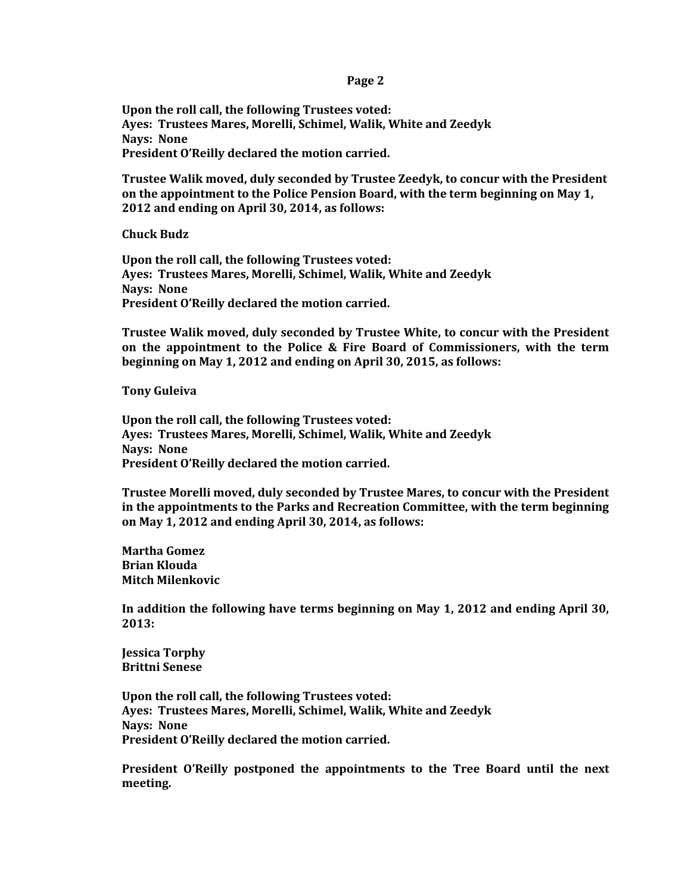**Upon the roll call, the following Trustees voted:**
**Ayes: Trustees Mares, Morelli, Schimel, Walik, White and Zeedyk**
**Nays: None**
**President O'Reilly declared the motion carried.**

**Trustee Walik moved, duly seconded by Trustee Zeedyk, to concur with the President on the appointment to the Police Pension Board, with the term beginning on May 1, 2012 and ending on April 30, 2014, as follows:**

**Chuck Budz**

**Upon the roll call, the following Trustees voted:**
**Ayes: Trustees Mares, Morelli, Schimel, Walik, White and Zeedyk**
**Nays: None**
**President O'Reilly declared the motion carried.**

**Trustee Walik moved, duly seconded by Trustee White, to concur with the President on the appointment to the Police & Fire Board of Commissioners, with the term beginning on May 1, 2012 and ending on April 30, 2015, as follows:**

**Tony Guleiva**

**Upon the roll call, the following Trustees voted:**
**Ayes: Trustees Mares, Morelli, Schimel, Walik, White and Zeedyk**
**Nays: None**
**President O'Reilly declared the motion carried.**

**Trustee Morelli moved, duly seconded by Trustee Mares, to concur with the President in the appointments to the Parks and Recreation Committee, with the term beginning on May 1, 2012 and ending April 30, 2014, as follows:**

**Martha Gomez**
**Brian Klouda**
**Mitch Milenkovic**

**In addition the following have terms beginning on May 1, 2012 and ending April 30, 2013:**

**Jessica Torphy**
**Brittni Senese**

**Upon the roll call, the following Trustees voted:**
**Ayes: Trustees Mares, Morelli, Schimel, Walik, White and Zeedyk**
**Nays: None**
**President O'Reilly declared the motion carried.**

**President O'Reilly postponed the appointments to the Tree Board until the next meeting.**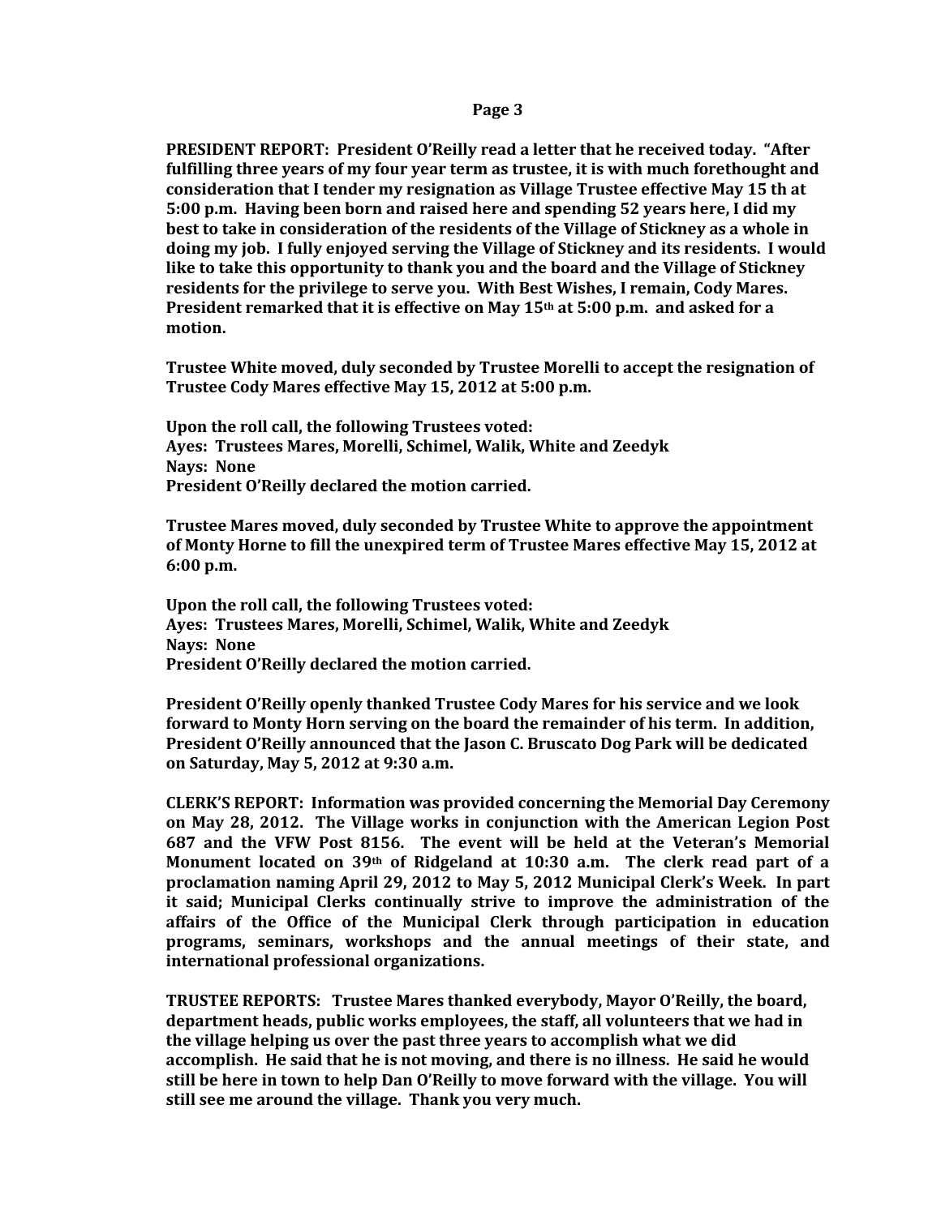**PRESIDENT REPORT: President O'Reilly read a letter that he received today. "After fulfilling three years of my four year term as trustee, it is with much forethought and consideration that I tender my resignation as Village Trustee effective May 15 th at 5:00 p.m. Having been born and raised here and spending 52 years here, I did my best to take in consideration of the residents of the Village of Stickney as a whole in doing my job. I fully enjoyed serving the Village of Stickney and its residents. I would like to take this opportunity to thank you and the board and the Village of Stickney residents for the privilege to serve you. With Best Wishes, I remain, Cody Mares. President remarked that it is effective on May 15th at 5:00 p.m. and asked for a motion.**

**Trustee White moved, duly seconded by Trustee Morelli to accept the resignation of Trustee Cody Mares effective May 15, 2012 at 5:00 p.m.**

**Upon the roll call, the following Trustees voted:**
**Ayes: Trustees Mares, Morelli, Schimel, Walik, White and Zeedyk**
**Nays: None**
**President O'Reilly declared the motion carried.**

**Trustee Mares moved, duly seconded by Trustee White to approve the appointment of Monty Horne to fill the unexpired term of Trustee Mares effective May 15, 2012 at 6:00 p.m.**

**Upon the roll call, the following Trustees voted:**
**Ayes: Trustees Mares, Morelli, Schimel, Walik, White and Zeedyk**
**Nays: None**
**President O'Reilly declared the motion carried.**

**President O'Reilly openly thanked Trustee Cody Mares for his service and we look forward to Monty Horn serving on the board the remainder of his term. In addition, President O'Reilly announced that the Jason C. Bruscato Dog Park will be dedicated on Saturday, May 5, 2012 at 9:30 a.m.**

**CLERK'S REPORT: Information was provided concerning the Memorial Day Ceremony on May 28, 2012. The Village works in conjunction with the American Legion Post 687 and the VFW Post 8156. The event will be held at the Veteran's Memorial Monument located on 39th of Ridgeland at 10:30 a.m. The clerk read part of a proclamation naming April 29, 2012 to May 5, 2012 Municipal Clerk's Week. In part it said; Municipal Clerks continually strive to improve the administration of the affairs of the Office of the Municipal Clerk through participation in education programs, seminars, workshops and the annual meetings of their state, and international professional organizations.**

**TRUSTEE REPORTS: Trustee Mares thanked everybody, Mayor O'Reilly, the board, department heads, public works employees, the staff, all volunteers that we had in the village helping us over the past three years to accomplish what we did accomplish. He said that he is not moving, and there is no illness. He said he would still be here in town to help Dan O'Reilly to move forward with the village. You will still see me around the village. Thank you very much.**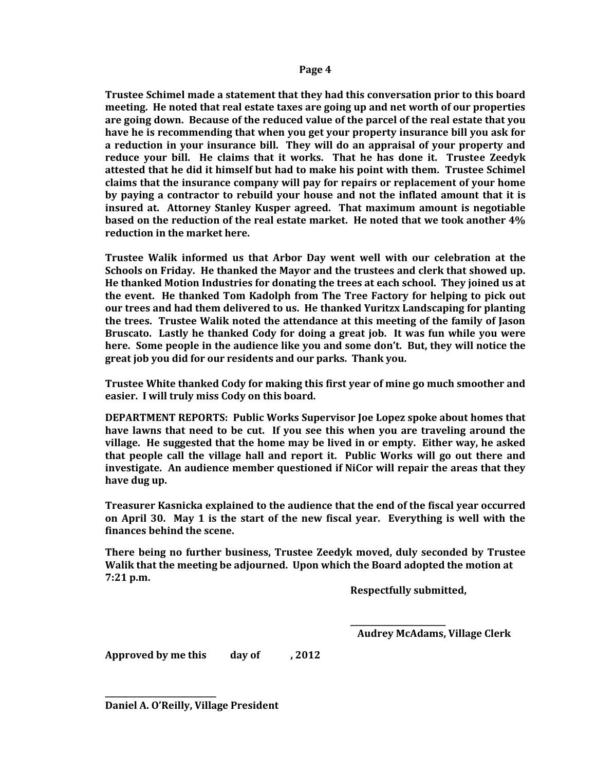**Trustee Schimel made a statement that they had this conversation prior to this board meeting. He noted that real estate taxes are going up and net worth of our properties are going down. Because of the reduced value of the parcel of the real estate that you have he is recommending that when you get your property insurance bill you ask for a reduction in your insurance bill. They will do an appraisal of your property and reduce your bill. He claims that it works. That he has done it. Trustee Zeedyk attested that he did it himself but had to make his point with them. Trustee Schimel claims that the insurance company will pay for repairs or replacement of your home by paying a contractor to rebuild your house and not the inflated amount that it is insured at. Attorney Stanley Kusper agreed. That maximum amount is negotiable based on the reduction of the real estate market. He noted that we took another 4% reduction in the market here.**

**Trustee Walik informed us that Arbor Day went well with our celebration at the Schools on Friday. He thanked the Mayor and the trustees and clerk that showed up. He thanked Motion Industries for donating the trees at each school. They joined us at the event. He thanked Tom Kadolph from The Tree Factory for helping to pick out our trees and had them delivered to us. He thanked Yuritzx Landscaping for planting the trees. Trustee Walik noted the attendance at this meeting of the family of Jason Bruscato. Lastly he thanked Cody for doing a great job. It was fun while you were here. Some people in the audience like you and some don't. But, they will notice the great job you did for our residents and our parks. Thank you.**

**Trustee White thanked Cody for making this first year of mine go much smoother and easier. I will truly miss Cody on this board.**

**DEPARTMENT REPORTS: Public Works Supervisor Joe Lopez spoke about homes that have lawns that need to be cut. If you see this when you are traveling around the village. He suggested that the home may be lived in or empty. Either way, he asked that people call the village hall and report it. Public Works will go out there and investigate. An audience member questioned if NiCor will repair the areas that they have dug up.**

**Treasurer Kasnicka explained to the audience that the end of the fiscal year occurred on April 30. May 1 is the start of the new fiscal year. Everything is well with the finances behind the scene.**

**There being no further business, Trustee Zeedyk moved, duly seconded by Trustee Walik that the meeting be adjourned. Upon which the Board adopted the motion at 7:21 p.m.**

**Respectfully submitted,**

**\_\_\_\_\_\_\_\_\_\_\_\_\_\_\_\_\_\_\_\_\_\_\_\_**
**Audrey McAdams, Village Clerk**

**Approved by me this day of , 2012**

**\_\_\_\_\_\_\_\_\_\_\_\_\_\_\_\_\_\_\_\_\_\_\_\_\_\_\_\_**
**Daniel A. O'Reilly, Village President**